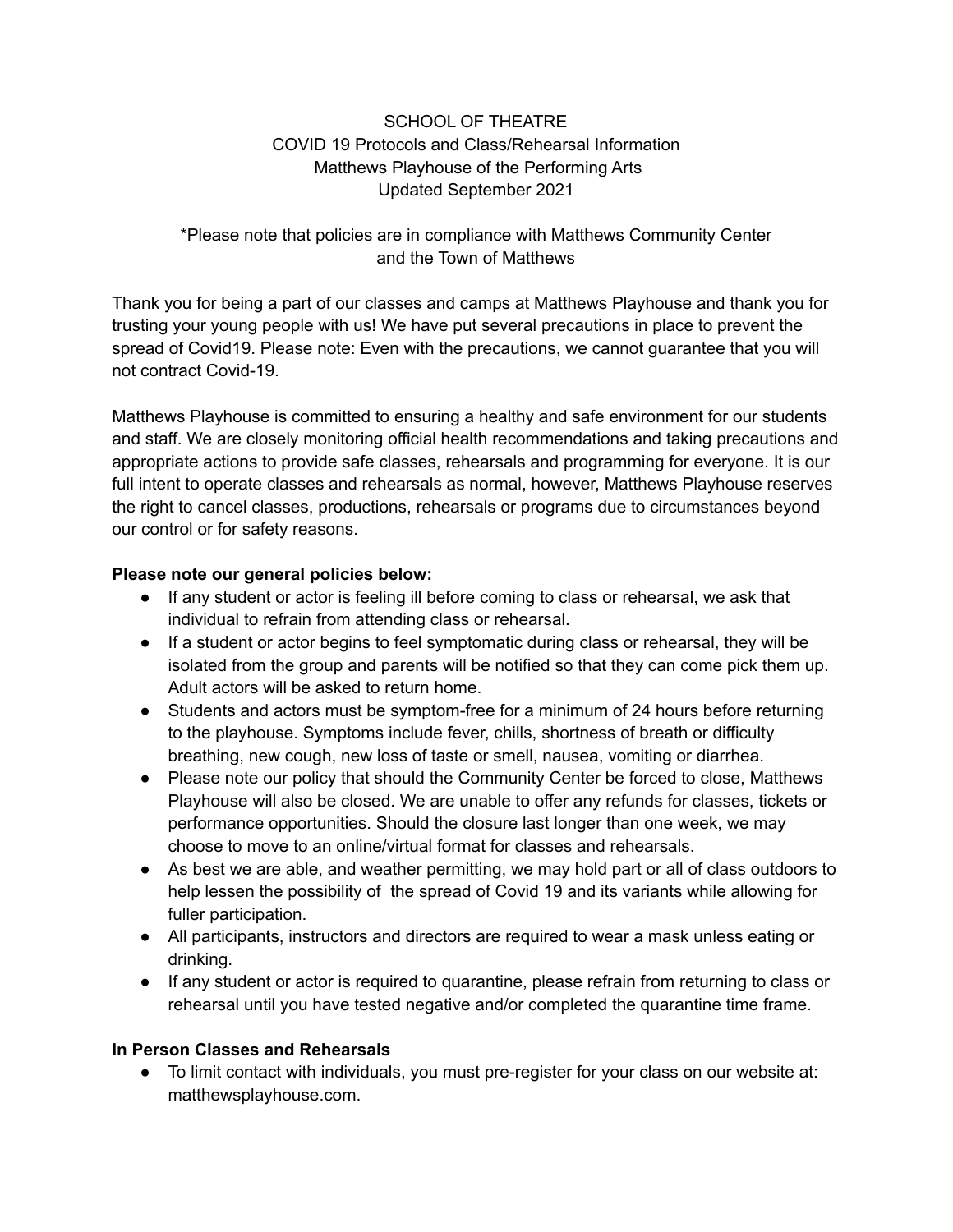SCHOOL OF THEATRE
COVID 19 Protocols and Class/Rehearsal Information
Matthews Playhouse of the Performing Arts
Updated September 2021

*Please note that policies are in compliance with Matthews Community Center and the Town of Matthews

Thank you for being a part of our classes and camps at Matthews Playhouse and thank you for trusting your young people with us! We have put several precautions in place to prevent the spread of Covid19. Please note: Even with the precautions, we cannot guarantee that you will not contract Covid-19.

Matthews Playhouse is committed to ensuring a healthy and safe environment for our students and staff. We are closely monitoring official health recommendations and taking precautions and appropriate actions to provide safe classes, rehearsals and programming for everyone. It is our full intent to operate classes and rehearsals as normal, however, Matthews Playhouse reserves the right to cancel classes, productions, rehearsals or programs due to circumstances beyond our control or for safety reasons.

**Please note our general policies below:**

- If any student or actor is feeling ill before coming to class or rehearsal, we ask that individual to refrain from attending class or rehearsal.
- If a student or actor begins to feel symptomatic during class or rehearsal, they will be isolated from the group and parents will be notified so that they can come pick them up. Adult actors will be asked to return home.
- Students and actors must be symptom-free for a minimum of 24 hours before returning to the playhouse. Symptoms include fever, chills, shortness of breath or difficulty breathing, new cough, new loss of taste or smell, nausea, vomiting or diarrhea.
- Please note our policy that should the Community Center be forced to close, Matthews Playhouse will also be closed. We are unable to offer any refunds for classes, tickets or performance opportunities. Should the closure last longer than one week, we may choose to move to an online/virtual format for classes and rehearsals.
- As best we are able, and weather permitting, we may hold part or all of class outdoors to help lessen the possibility of the spread of Covid 19 and its variants while allowing for fuller participation.
- All participants, instructors and directors are required to wear a mask unless eating or drinking.
- If any student or actor is required to quarantine, please refrain from returning to class or rehearsal until you have tested negative and/or completed the quarantine time frame.

**In Person Classes and Rehearsals**

- To limit contact with individuals, you must pre-register for your class on our website at: matthewsplayhouse.com.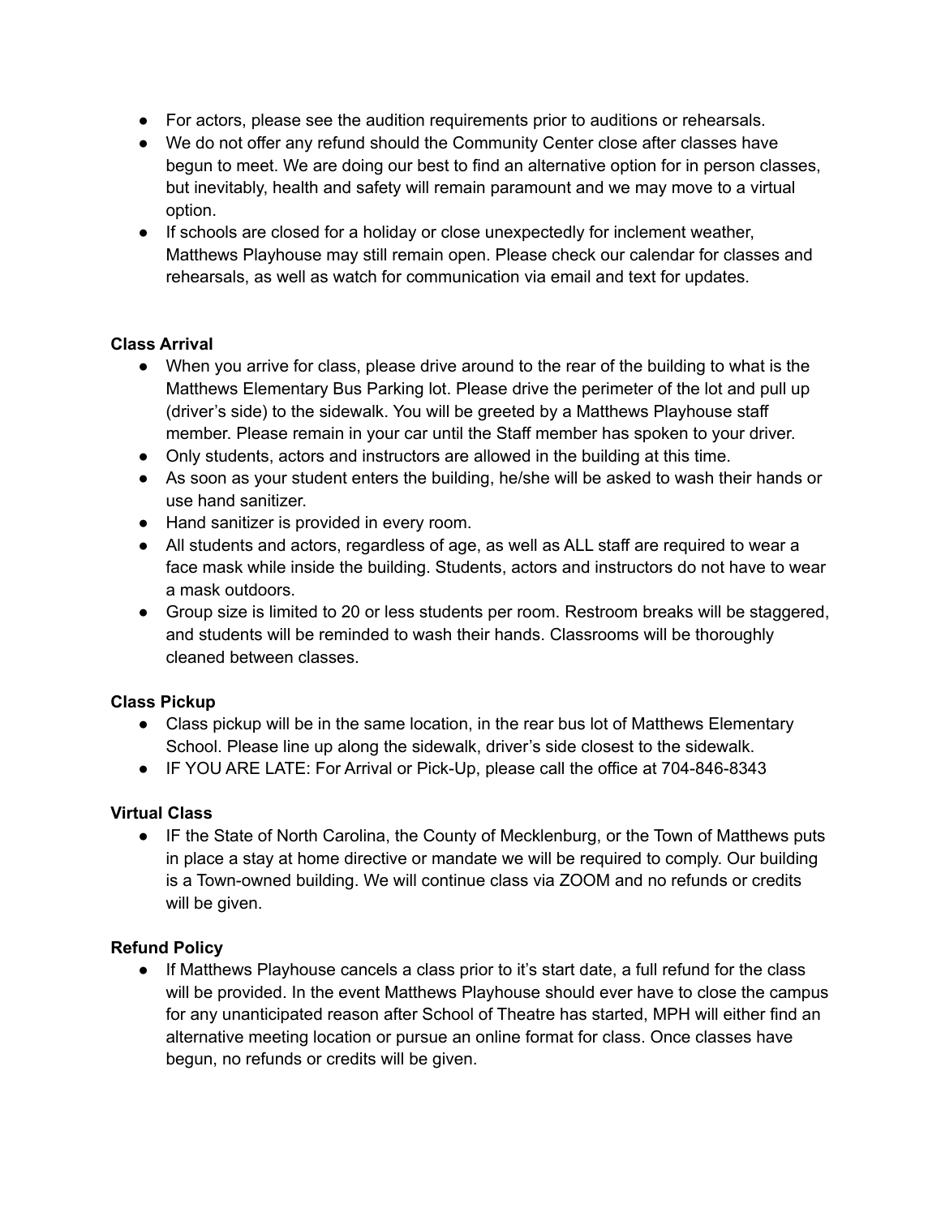- For actors, please see the audition requirements prior to auditions or rehearsals.
- We do not offer any refund should the Community Center close after classes have begun to meet. We are doing our best to find an alternative option for in person classes, but inevitably, health and safety will remain paramount and we may move to a virtual option.
- If schools are closed for a holiday or close unexpectedly for inclement weather, Matthews Playhouse may still remain open. Please check our calendar for classes and rehearsals, as well as watch for communication via email and text for updates.

**Class Arrival**

- When you arrive for class, please drive around to the rear of the building to what is the Matthews Elementary Bus Parking lot. Please drive the perimeter of the lot and pull up (driver's side) to the sidewalk. You will be greeted by a Matthews Playhouse staff member. Please remain in your car until the Staff member has spoken to your driver.
- Only students, actors and instructors are allowed in the building at this time.
- As soon as your student enters the building, he/she will be asked to wash their hands or use hand sanitizer.
- Hand sanitizer is provided in every room.
- All students and actors, regardless of age, as well as ALL staff are required to wear a face mask while inside the building. Students, actors and instructors do not have to wear a mask outdoors.
- Group size is limited to 20 or less students per room. Restroom breaks will be staggered, and students will be reminded to wash their hands. Classrooms will be thoroughly cleaned between classes.

**Class Pickup**

- Class pickup will be in the same location, in the rear bus lot of Matthews Elementary School. Please line up along the sidewalk, driver's side closest to the sidewalk.
- IF YOU ARE LATE: For Arrival or Pick-Up, please call the office at 704-846-8343

**Virtual Class**

- IF the State of North Carolina, the County of Mecklenburg, or the Town of Matthews puts in place a stay at home directive or mandate we will be required to comply. Our building is a Town-owned building. We will continue class via ZOOM and no refunds or credits will be given.

**Refund Policy**

- If Matthews Playhouse cancels a class prior to it's start date, a full refund for the class will be provided. In the event Matthews Playhouse should ever have to close the campus for any unanticipated reason after School of Theatre has started, MPH will either find an alternative meeting location or pursue an online format for class. Once classes have begun, no refunds or credits will be given.